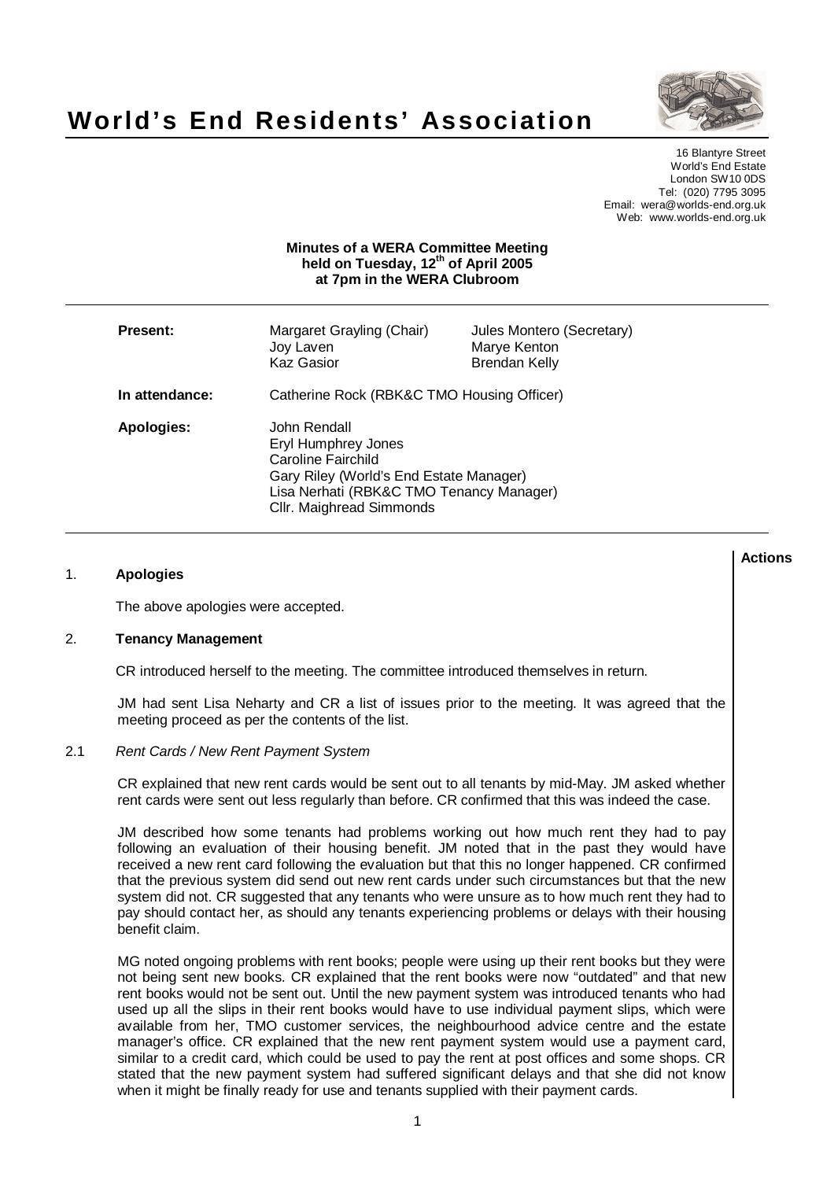# World's End Residents' Association

16 Blantyre Street
World's End Estate
London SW10 0DS
Tel: (020) 7795 3095
Email: wera@worlds-end.org.uk
Web: www.worlds-end.org.uk

**Minutes of a WERA Committee Meeting held on Tuesday, 12th of April 2005 at 7pm in the WERA Clubroom**

| | | |
|---|---|---|
| **Present:** | Margaret Grayling (Chair) | Jules Montero (Secretary) |
| | Joy Laven | Marye Kenton |
| | Kaz Gasior | Brendan Kelly |
| **In attendance:** | Catherine Rock (RBK&C TMO Housing Officer) | |
| **Apologies:** | John Rendall | |
| | Eryl Humphrey Jones | |
| | Caroline Fairchild | |
| | Gary Riley (World's End Estate Manager) | |
| | Lisa Nerhati (RBK&C TMO Tenancy Manager) | |
| | Cllr. Maighread Simmonds | |

**Actions**

1. **Apologies**

The above apologies were accepted.

2. **Tenancy Management**

CR introduced herself to the meeting. The committee introduced themselves in return.

JM had sent Lisa Neharty and CR a list of issues prior to the meeting. It was agreed that the meeting proceed as per the contents of the list.

2.1 *Rent Cards / New Rent Payment System*

CR explained that new rent cards would be sent out to all tenants by mid-May. JM asked whether rent cards were sent out less regularly than before. CR confirmed that this was indeed the case.

JM described how some tenants had problems working out how much rent they had to pay following an evaluation of their housing benefit. JM noted that in the past they would have received a new rent card following the evaluation but that this no longer happened. CR confirmed that the previous system did send out new rent cards under such circumstances but that the new system did not. CR suggested that any tenants who were unsure as to how much rent they had to pay should contact her, as should any tenants experiencing problems or delays with their housing benefit claim.

MG noted ongoing problems with rent books; people were using up their rent books but they were not being sent new books. CR explained that the rent books were now "outdated" and that new rent books would not be sent out. Until the new payment system was introduced tenants who had used up all the slips in their rent books would have to use individual payment slips, which were available from her, TMO customer services, the neighbourhood advice centre and the estate manager's office. CR explained that the new rent payment system would use a payment card, similar to a credit card, which could be used to pay the rent at post offices and some shops. CR stated that the new payment system had suffered significant delays and that she did not know when it might be finally ready for use and tenants supplied with their payment cards.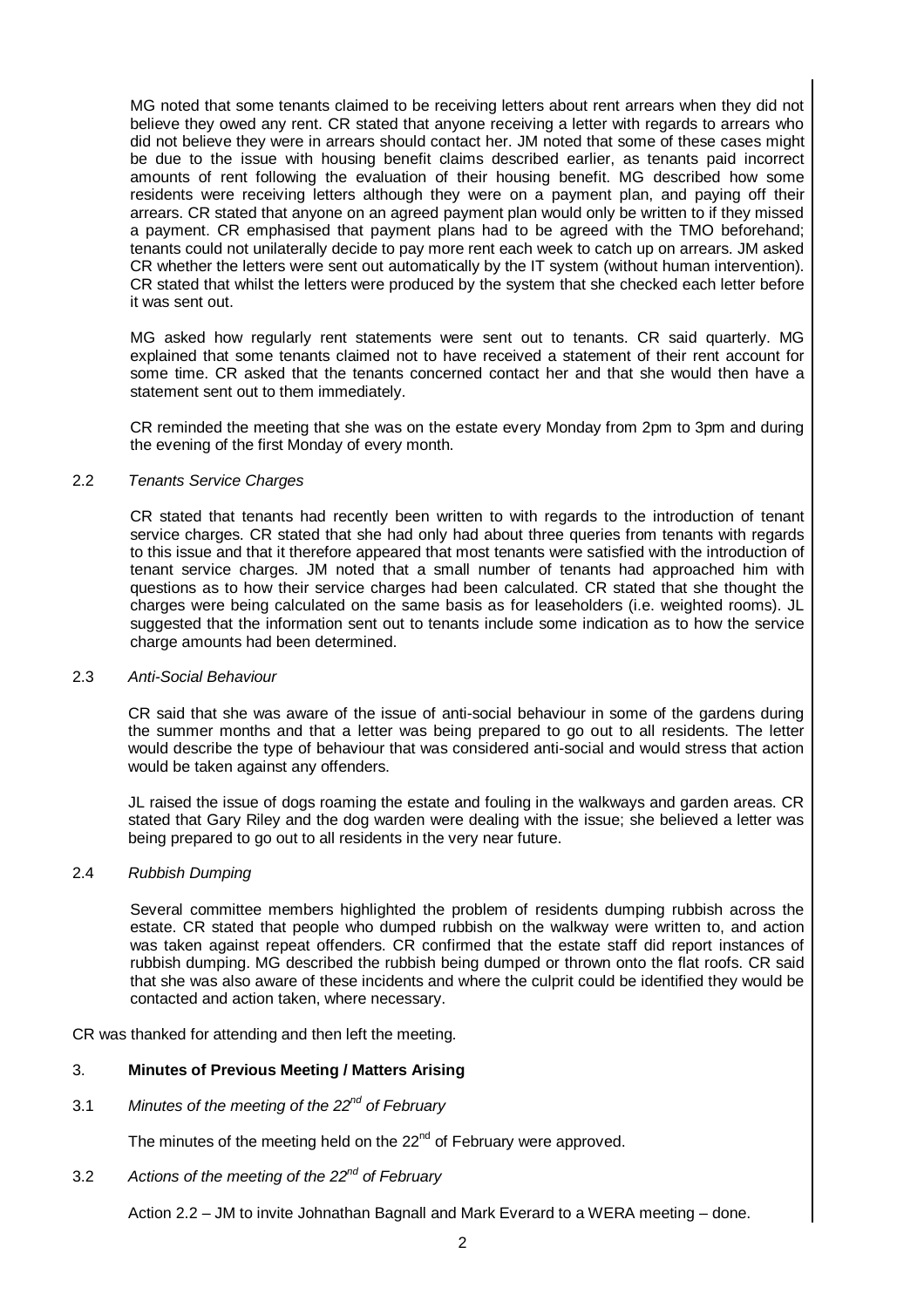MG noted that some tenants claimed to be receiving letters about rent arrears when they did not believe they owed any rent. CR stated that anyone receiving a letter with regards to arrears who did not believe they were in arrears should contact her. JM noted that some of these cases might be due to the issue with housing benefit claims described earlier, as tenants paid incorrect amounts of rent following the evaluation of their housing benefit. MG described how some residents were receiving letters although they were on a payment plan, and paying off their arrears. CR stated that anyone on an agreed payment plan would only be written to if they missed a payment. CR emphasised that payment plans had to be agreed with the TMO beforehand; tenants could not unilaterally decide to pay more rent each week to catch up on arrears. JM asked CR whether the letters were sent out automatically by the IT system (without human intervention). CR stated that whilst the letters were produced by the system that she checked each letter before it was sent out.

MG asked how regularly rent statements were sent out to tenants. CR said quarterly. MG explained that some tenants claimed not to have received a statement of their rent account for some time. CR asked that the tenants concerned contact her and that she would then have a statement sent out to them immediately.

CR reminded the meeting that she was on the estate every Monday from 2pm to 3pm and during the evening of the first Monday of every month.

2.2 *Tenants Service Charges*

CR stated that tenants had recently been written to with regards to the introduction of tenant service charges. CR stated that she had only had about three queries from tenants with regards to this issue and that it therefore appeared that most tenants were satisfied with the introduction of tenant service charges. JM noted that a small number of tenants had approached him with questions as to how their service charges had been calculated. CR stated that she thought the charges were being calculated on the same basis as for leaseholders (i.e. weighted rooms). JL suggested that the information sent out to tenants include some indication as to how the service charge amounts had been determined.

2.3 *Anti-Social Behaviour*

CR said that she was aware of the issue of anti-social behaviour in some of the gardens during the summer months and that a letter was being prepared to go out to all residents. The letter would describe the type of behaviour that was considered anti-social and would stress that action would be taken against any offenders.

JL raised the issue of dogs roaming the estate and fouling in the walkways and garden areas. CR stated that Gary Riley and the dog warden were dealing with the issue; she believed a letter was being prepared to go out to all residents in the very near future.

2.4 *Rubbish Dumping*

Several committee members highlighted the problem of residents dumping rubbish across the estate. CR stated that people who dumped rubbish on the walkway were written to, and action was taken against repeat offenders. CR confirmed that the estate staff did report instances of rubbish dumping. MG described the rubbish being dumped or thrown onto the flat roofs. CR said that she was also aware of these incidents and where the culprit could be identified they would be contacted and action taken, where necessary.

CR was thanked for attending and then left the meeting.

## 3. **Minutes of Previous Meeting / Matters Arising**

3.1 *Minutes of the meeting of the 22nd of February*

The minutes of the meeting held on the 22nd of February were approved.

3.2 *Actions of the meeting of the 22nd of February*

Action 2.2 – JM to invite Johnathan Bagnall and Mark Everard to a WERA meeting – done.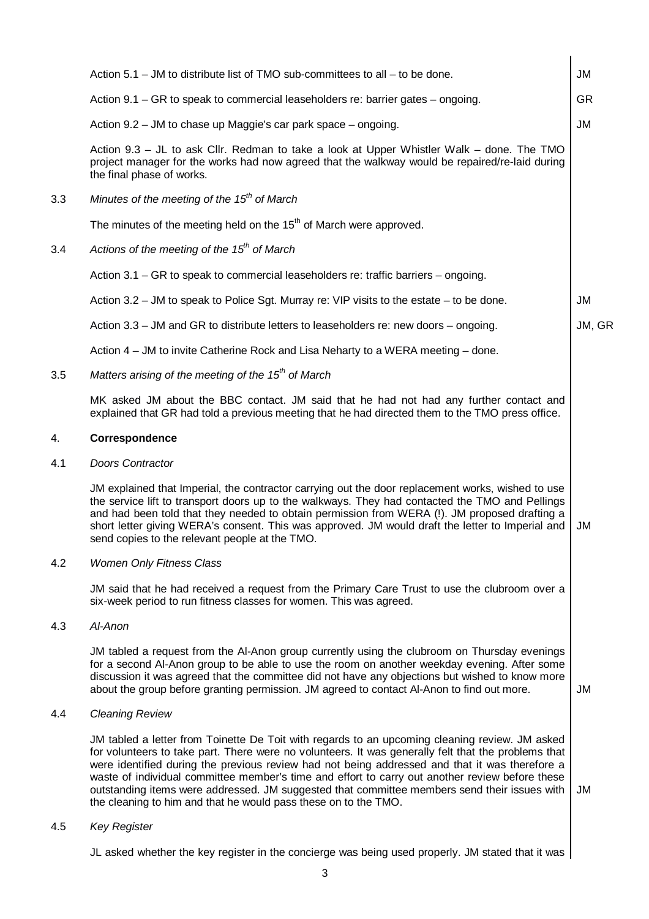Action 5.1 – JM to distribute list of TMO sub-committees to all – to be done. **JM**

Action 9.1 – GR to speak to commercial leaseholders re: barrier gates – ongoing. **GR**

Action 9.2 – JM to chase up Maggie's car park space – ongoing. **JM**

Action 9.3 – JL to ask Cllr. Redman to take a look at Upper Whistler Walk – done. The TMO project manager for the works had now agreed that the walkway would be repaired/re-laid during the final phase of works.

3.3 *Minutes of the meeting of the 15th of March*

The minutes of the meeting held on the 15th of March were approved.

3.4 *Actions of the meeting of the 15th of March*

Action 3.1 – GR to speak to commercial leaseholders re: traffic barriers – ongoing.

Action 3.2 – JM to speak to Police Sgt. Murray re: VIP visits to the estate – to be done. **JM**

Action 3.3 – JM and GR to distribute letters to leaseholders re: new doors – ongoing. **JM, GR**

Action 4 – JM to invite Catherine Rock and Lisa Neharty to a WERA meeting – done.

3.5 *Matters arising of the meeting of the 15th of March*

MK asked JM about the BBC contact. JM said that he had not had any further contact and explained that GR had told a previous meeting that he had directed them to the TMO press office.

## 4. Correspondence

4.1 *Doors Contractor*

JM explained that Imperial, the contractor carrying out the door replacement works, wished to use the service lift to transport doors up to the walkways. They had contacted the TMO and Pellings and had been told that they needed to obtain permission from WERA (!). JM proposed drafting a short letter giving WERA's consent. This was approved. JM would draft the letter to Imperial and send copies to the relevant people at the TMO. **JM**

4.2 *Women Only Fitness Class*

JM said that he had received a request from the Primary Care Trust to use the clubroom over a six-week period to run fitness classes for women. This was agreed.

4.3 *Al-Anon*

JM tabled a request from the Al-Anon group currently using the clubroom on Thursday evenings for a second Al-Anon group to be able to use the room on another weekday evening. After some discussion it was agreed that the committee did not have any objections but wished to know more about the group before granting permission. JM agreed to contact Al-Anon to find out more. **JM**

4.4 *Cleaning Review*

JM tabled a letter from Toinette De Toit with regards to an upcoming cleaning review. JM asked for volunteers to take part. There were no volunteers. It was generally felt that the problems that were identified during the previous review had not being addressed and that it was therefore a waste of individual committee member's time and effort to carry out another review before these outstanding items were addressed. JM suggested that committee members send their issues with the cleaning to him and that he would pass these on to the TMO. **JM**

4.5 *Key Register*

JL asked whether the key register in the concierge was being used properly. JM stated that it was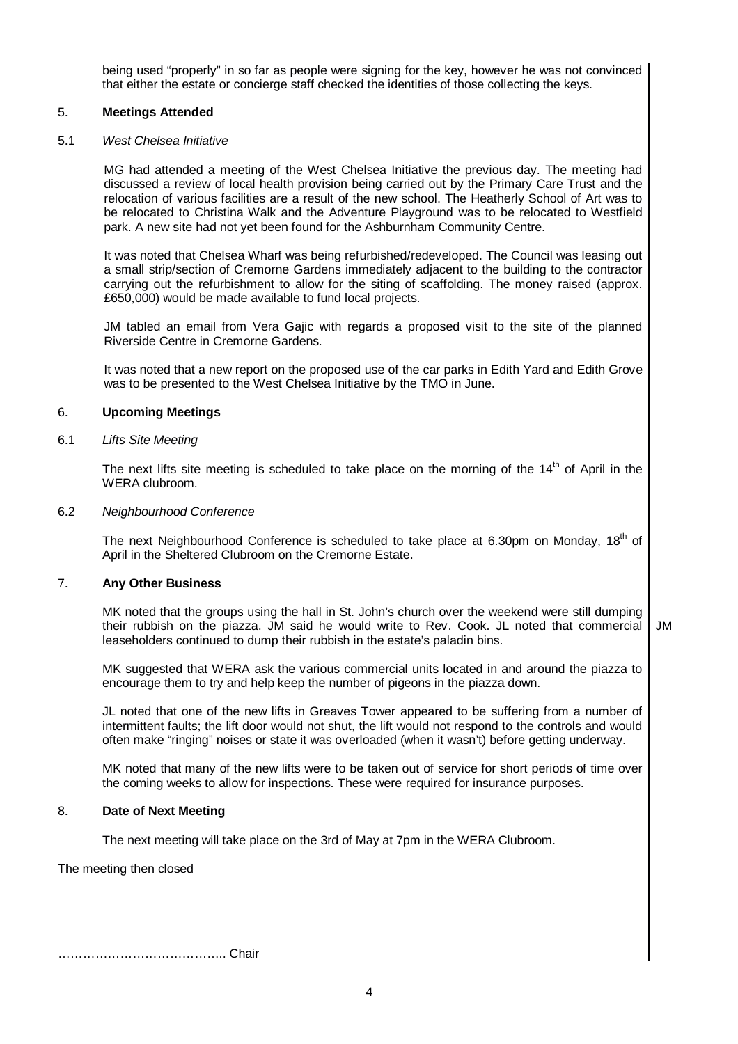being used "properly" in so far as people were signing for the key, however he was not convinced that either the estate or concierge staff checked the identities of those collecting the keys.

## 5. Meetings Attended

### 5.1 *West Chelsea Initiative*

MG had attended a meeting of the West Chelsea Initiative the previous day. The meeting had discussed a review of local health provision being carried out by the Primary Care Trust and the relocation of various facilities are a result of the new school. The Heatherly School of Art was to be relocated to Christina Walk and the Adventure Playground was to be relocated to Westfield park. A new site had not yet been found for the Ashburnham Community Centre.

It was noted that Chelsea Wharf was being refurbished/redeveloped. The Council was leasing out a small strip/section of Cremorne Gardens immediately adjacent to the building to the contractor carrying out the refurbishment to allow for the siting of scaffolding. The money raised (approx. £650,000) would be made available to fund local projects.

JM tabled an email from Vera Gajic with regards a proposed visit to the site of the planned Riverside Centre in Cremorne Gardens.

It was noted that a new report on the proposed use of the car parks in Edith Yard and Edith Grove was to be presented to the West Chelsea Initiative by the TMO in June.

## 6. Upcoming Meetings

### 6.1 *Lifts Site Meeting*

The next lifts site meeting is scheduled to take place on the morning of the 14th of April in the WERA clubroom.

### 6.2 *Neighbourhood Conference*

The next Neighbourhood Conference is scheduled to take place at 6.30pm on Monday, 18th of April in the Sheltered Clubroom on the Cremorne Estate.

## 7. Any Other Business

MK noted that the groups using the hall in St. John's church over the weekend were still dumping their rubbish on the piazza. JM said he would write to Rev. Cook. JL noted that commercial leaseholders continued to dump their rubbish in the estate's paladin bins. **JM**

MK suggested that WERA ask the various commercial units located in and around the piazza to encourage them to try and help keep the number of pigeons in the piazza down.

JL noted that one of the new lifts in Greaves Tower appeared to be suffering from a number of intermittent faults; the lift door would not shut, the lift would not respond to the controls and would often make "ringing" noises or state it was overloaded (when it wasn't) before getting underway.

MK noted that many of the new lifts were to be taken out of service for short periods of time over the coming weeks to allow for inspections. These were required for insurance purposes.

## 8. Date of Next Meeting

The next meeting will take place on the 3rd of May at 7pm in the WERA Clubroom.

The meeting then closed

………………………………….. Chair